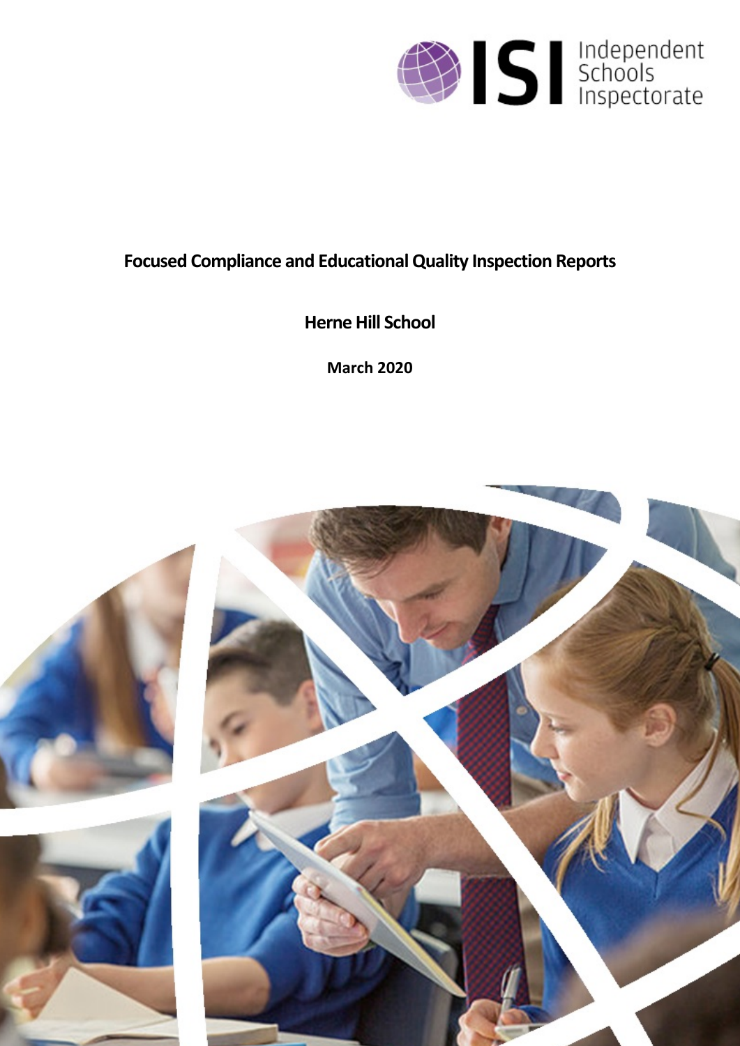# Focused Compliance and Educational Quality Inspection Reports

## Herne Hill School

**March 2020**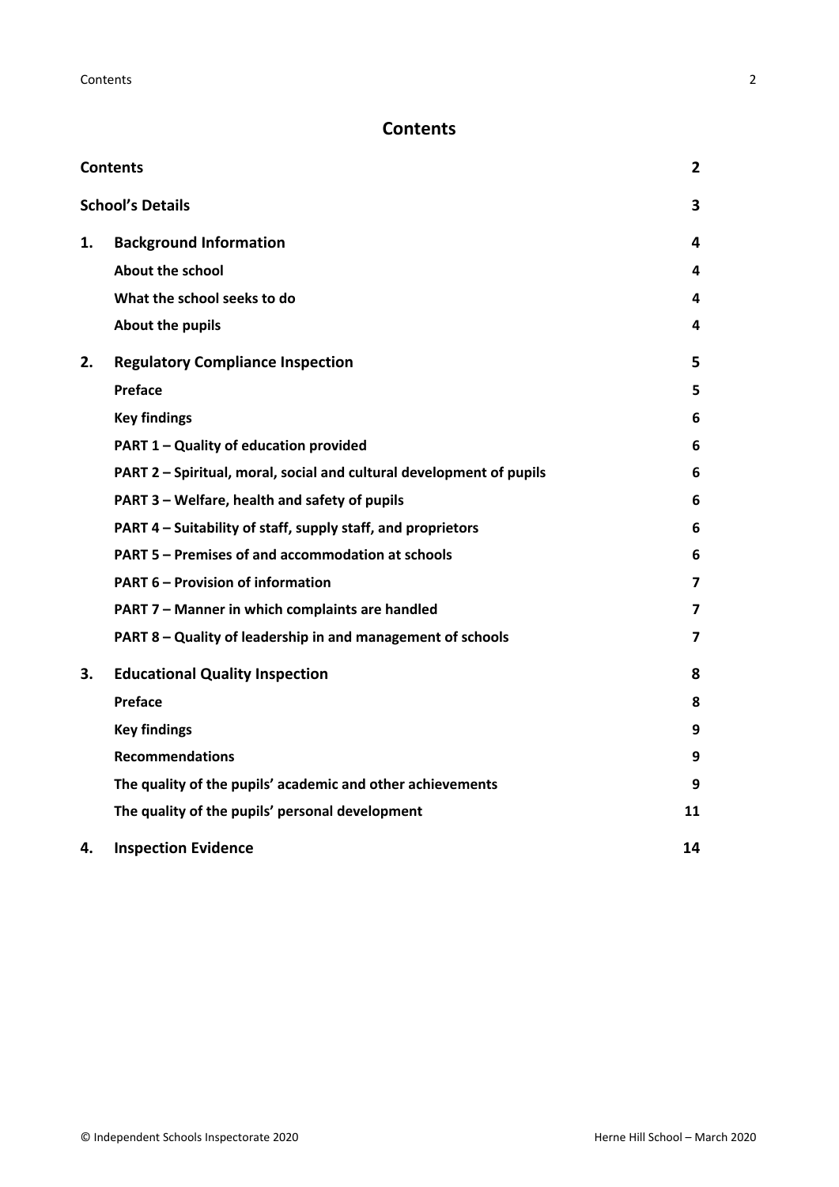# Contents

| | | |
|---|---|---|
| **Contents** | | **2** |
| **School's Details** | | **3** |
| **1.** | **Background Information** | **4** |
| | **About the school** | **4** |
| | **What the school seeks to do** | **4** |
| | **About the pupils** | **4** |
| **2.** | **Regulatory Compliance Inspection** | **5** |
| | **Preface** | **5** |
| | **Key findings** | **6** |
| | **PART 1 – Quality of education provided** | **6** |
| | **PART 2 – Spiritual, moral, social and cultural development of pupils** | **6** |
| | **PART 3 – Welfare, health and safety of pupils** | **6** |
| | **PART 4 – Suitability of staff, supply staff, and proprietors** | **6** |
| | **PART 5 – Premises of and accommodation at schools** | **6** |
| | **PART 6 – Provision of information** | **7** |
| | **PART 7 – Manner in which complaints are handled** | **7** |
| | **PART 8 – Quality of leadership in and management of schools** | **7** |
| **3.** | **Educational Quality Inspection** | **8** |
| | **Preface** | **8** |
| | **Key findings** | **9** |
| | **Recommendations** | **9** |
| | **The quality of the pupils' academic and other achievements** | **9** |
| | **The quality of the pupils' personal development** | **11** |
| **4.** | **Inspection Evidence** | **14** |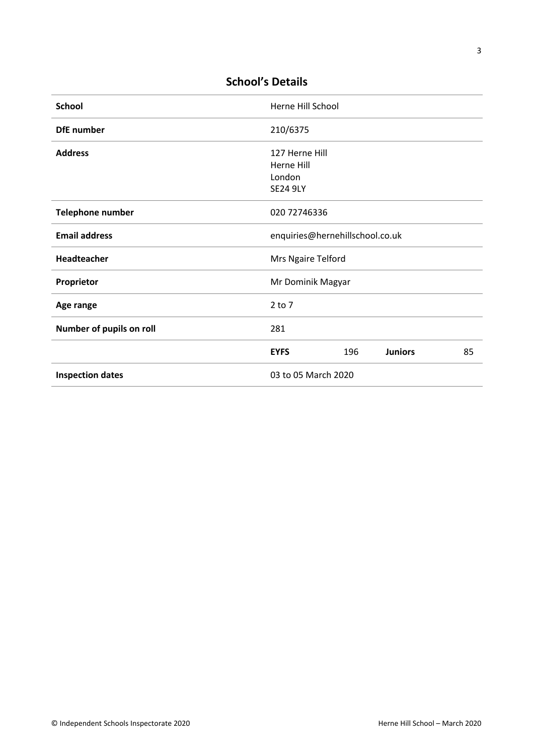## School's Details

| | | | | |
|---|---|---|---|---|
| **School** | Herne Hill School | | | |
| **DfE number** | 210/6375 | | | |
| **Address** | 127 Herne Hill<br>Herne Hill<br>London<br>SE24 9LY | | | |
| **Telephone number** | 020 72746336 | | | |
| **Email address** | enquiries@hernehillschool.co.uk | | | |
| **Headteacher** | Mrs Ngaire Telford | | | |
| **Proprietor** | Mr Dominik Magyar | | | |
| **Age range** | 2 to 7 | | | |
| **Number of pupils on roll** | 281 | | | |
| | **EYFS** | 196 | **Juniors** | 85 |
| **Inspection dates** | 03 to 05 March 2020 | | | |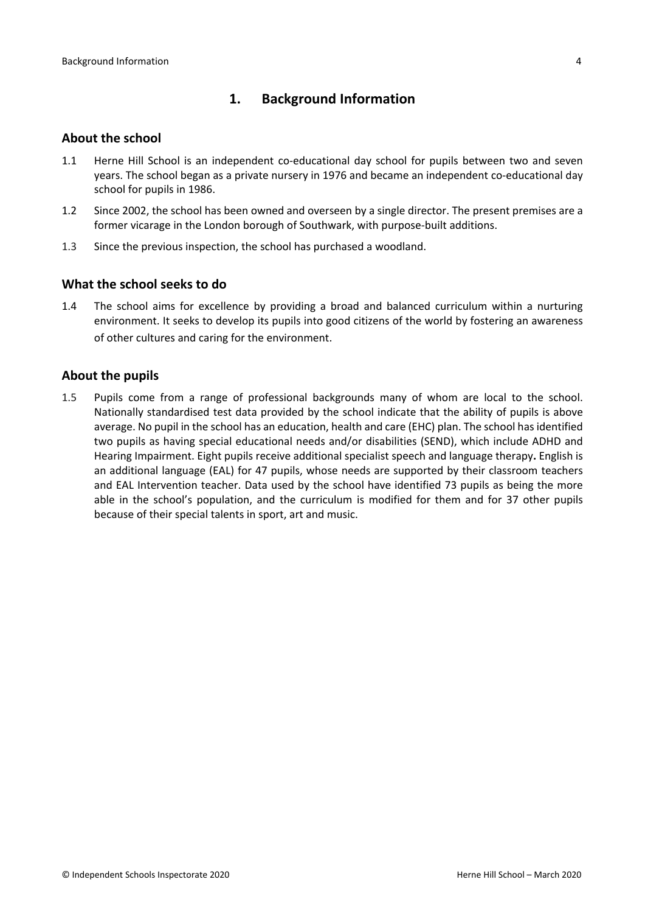## 1. Background Information

### About the school

1.1 Herne Hill School is an independent co-educational day school for pupils between two and seven years. The school began as a private nursery in 1976 and became an independent co-educational day school for pupils in 1986.

1.2 Since 2002, the school has been owned and overseen by a single director. The present premises are a former vicarage in the London borough of Southwark, with purpose-built additions.

1.3 Since the previous inspection, the school has purchased a woodland.

### What the school seeks to do

1.4 The school aims for excellence by providing a broad and balanced curriculum within a nurturing environment. It seeks to develop its pupils into good citizens of the world by fostering an awareness of other cultures and caring for the environment.

### About the pupils

1.5 Pupils come from a range of professional backgrounds many of whom are local to the school. Nationally standardised test data provided by the school indicate that the ability of pupils is above average. No pupil in the school has an education, health and care (EHC) plan. The school has identified two pupils as having special educational needs and/or disabilities (SEND), which include ADHD and Hearing Impairment. Eight pupils receive additional specialist speech and language therapy**.** English is an additional language (EAL) for 47 pupils, whose needs are supported by their classroom teachers and EAL Intervention teacher. Data used by the school have identified 73 pupils as being the more able in the school's population, and the curriculum is modified for them and for 37 other pupils because of their special talents in sport, art and music.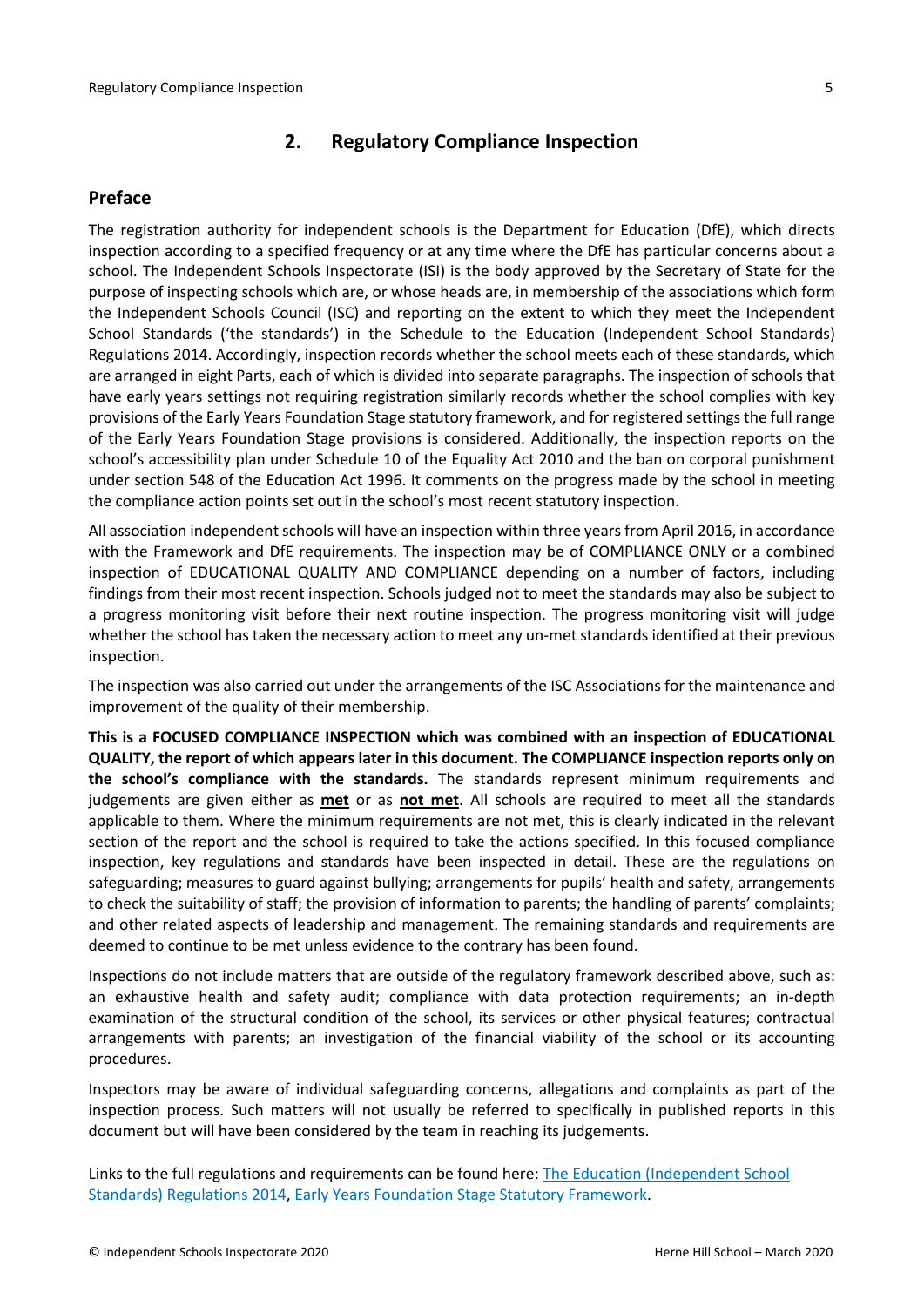## 2. Regulatory Compliance Inspection

### Preface

The registration authority for independent schools is the Department for Education (DfE), which directs inspection according to a specified frequency or at any time where the DfE has particular concerns about a school. The Independent Schools Inspectorate (ISI) is the body approved by the Secretary of State for the purpose of inspecting schools which are, or whose heads are, in membership of the associations which form the Independent Schools Council (ISC) and reporting on the extent to which they meet the Independent School Standards ('the standards') in the Schedule to the Education (Independent School Standards) Regulations 2014. Accordingly, inspection records whether the school meets each of these standards, which are arranged in eight Parts, each of which is divided into separate paragraphs. The inspection of schools that have early years settings not requiring registration similarly records whether the school complies with key provisions of the Early Years Foundation Stage statutory framework, and for registered settings the full range of the Early Years Foundation Stage provisions is considered. Additionally, the inspection reports on the school's accessibility plan under Schedule 10 of the Equality Act 2010 and the ban on corporal punishment under section 548 of the Education Act 1996. It comments on the progress made by the school in meeting the compliance action points set out in the school's most recent statutory inspection.

All association independent schools will have an inspection within three years from April 2016, in accordance with the Framework and DfE requirements. The inspection may be of COMPLIANCE ONLY or a combined inspection of EDUCATIONAL QUALITY AND COMPLIANCE depending on a number of factors, including findings from their most recent inspection. Schools judged not to meet the standards may also be subject to a progress monitoring visit before their next routine inspection. The progress monitoring visit will judge whether the school has taken the necessary action to meet any un-met standards identified at their previous inspection.

The inspection was also carried out under the arrangements of the ISC Associations for the maintenance and improvement of the quality of their membership.

**This is a FOCUSED COMPLIANCE INSPECTION which was combined with an inspection of EDUCATIONAL QUALITY, the report of which appears later in this document. The COMPLIANCE inspection reports only on the school's compliance with the standards.** The standards represent minimum requirements and judgements are given either as **met** or as **not met**. All schools are required to meet all the standards applicable to them. Where the minimum requirements are not met, this is clearly indicated in the relevant section of the report and the school is required to take the actions specified. In this focused compliance inspection, key regulations and standards have been inspected in detail. These are the regulations on safeguarding; measures to guard against bullying; arrangements for pupils' health and safety, arrangements to check the suitability of staff; the provision of information to parents; the handling of parents' complaints; and other related aspects of leadership and management. The remaining standards and requirements are deemed to continue to be met unless evidence to the contrary has been found.

Inspections do not include matters that are outside of the regulatory framework described above, such as: an exhaustive health and safety audit; compliance with data protection requirements; an in-depth examination of the structural condition of the school, its services or other physical features; contractual arrangements with parents; an investigation of the financial viability of the school or its accounting procedures.

Inspectors may be aware of individual safeguarding concerns, allegations and complaints as part of the inspection process. Such matters will not usually be referred to specifically in published reports in this document but will have been considered by the team in reaching its judgements.

Links to the full regulations and requirements can be found here: The Education (Independent School Standards) Regulations 2014, Early Years Foundation Stage Statutory Framework.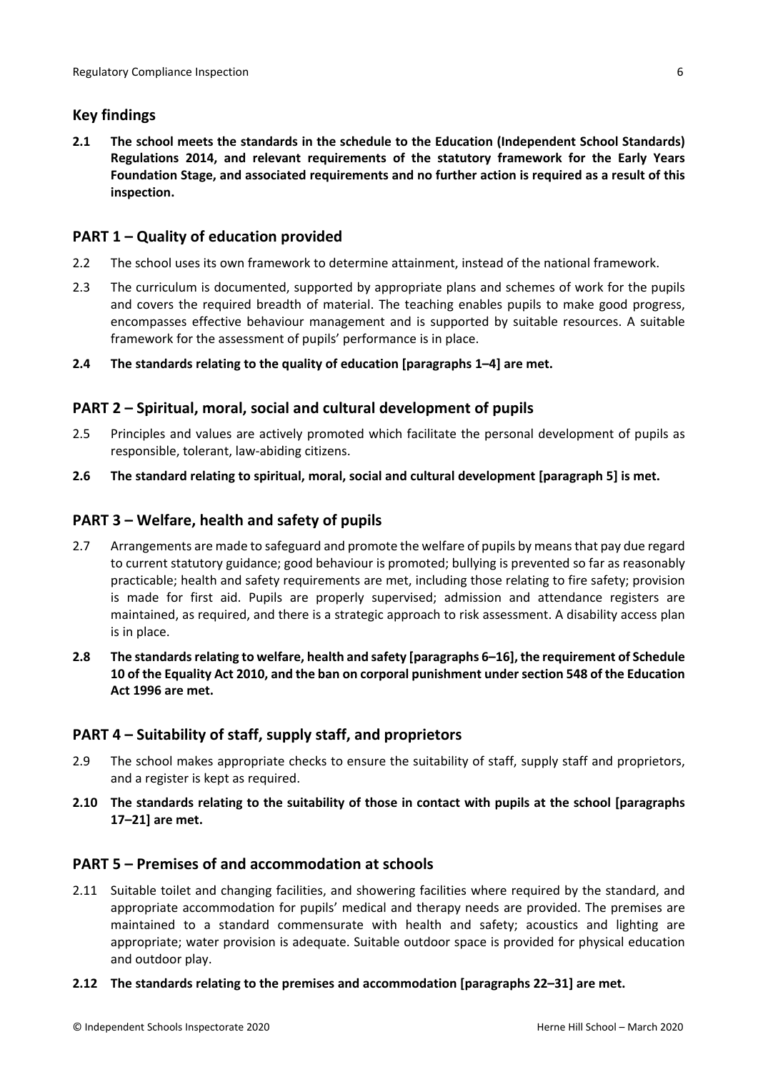## Key findings

**2.1 The school meets the standards in the schedule to the Education (Independent School Standards) Regulations 2014, and relevant requirements of the statutory framework for the Early Years Foundation Stage, and associated requirements and no further action is required as a result of this inspection.**

## PART 1 – Quality of education provided

2.2 The school uses its own framework to determine attainment, instead of the national framework.

2.3 The curriculum is documented, supported by appropriate plans and schemes of work for the pupils and covers the required breadth of material. The teaching enables pupils to make good progress, encompasses effective behaviour management and is supported by suitable resources. A suitable framework for the assessment of pupils' performance is in place.

**2.4 The standards relating to the quality of education [paragraphs 1–4] are met.**

## PART 2 – Spiritual, moral, social and cultural development of pupils

2.5 Principles and values are actively promoted which facilitate the personal development of pupils as responsible, tolerant, law-abiding citizens.

**2.6 The standard relating to spiritual, moral, social and cultural development [paragraph 5] is met.**

## PART 3 – Welfare, health and safety of pupils

2.7 Arrangements are made to safeguard and promote the welfare of pupils by means that pay due regard to current statutory guidance; good behaviour is promoted; bullying is prevented so far as reasonably practicable; health and safety requirements are met, including those relating to fire safety; provision is made for first aid. Pupils are properly supervised; admission and attendance registers are maintained, as required, and there is a strategic approach to risk assessment. A disability access plan is in place.

**2.8 The standards relating to welfare, health and safety [paragraphs 6–16], the requirement of Schedule 10 of the Equality Act 2010, and the ban on corporal punishment under section 548 of the Education Act 1996 are met.**

## PART 4 – Suitability of staff, supply staff, and proprietors

2.9 The school makes appropriate checks to ensure the suitability of staff, supply staff and proprietors, and a register is kept as required.

**2.10 The standards relating to the suitability of those in contact with pupils at the school [paragraphs 17–21] are met.**

## PART 5 – Premises of and accommodation at schools

2.11 Suitable toilet and changing facilities, and showering facilities where required by the standard, and appropriate accommodation for pupils' medical and therapy needs are provided. The premises are maintained to a standard commensurate with health and safety; acoustics and lighting are appropriate; water provision is adequate. Suitable outdoor space is provided for physical education and outdoor play.

**2.12 The standards relating to the premises and accommodation [paragraphs 22–31] are met.**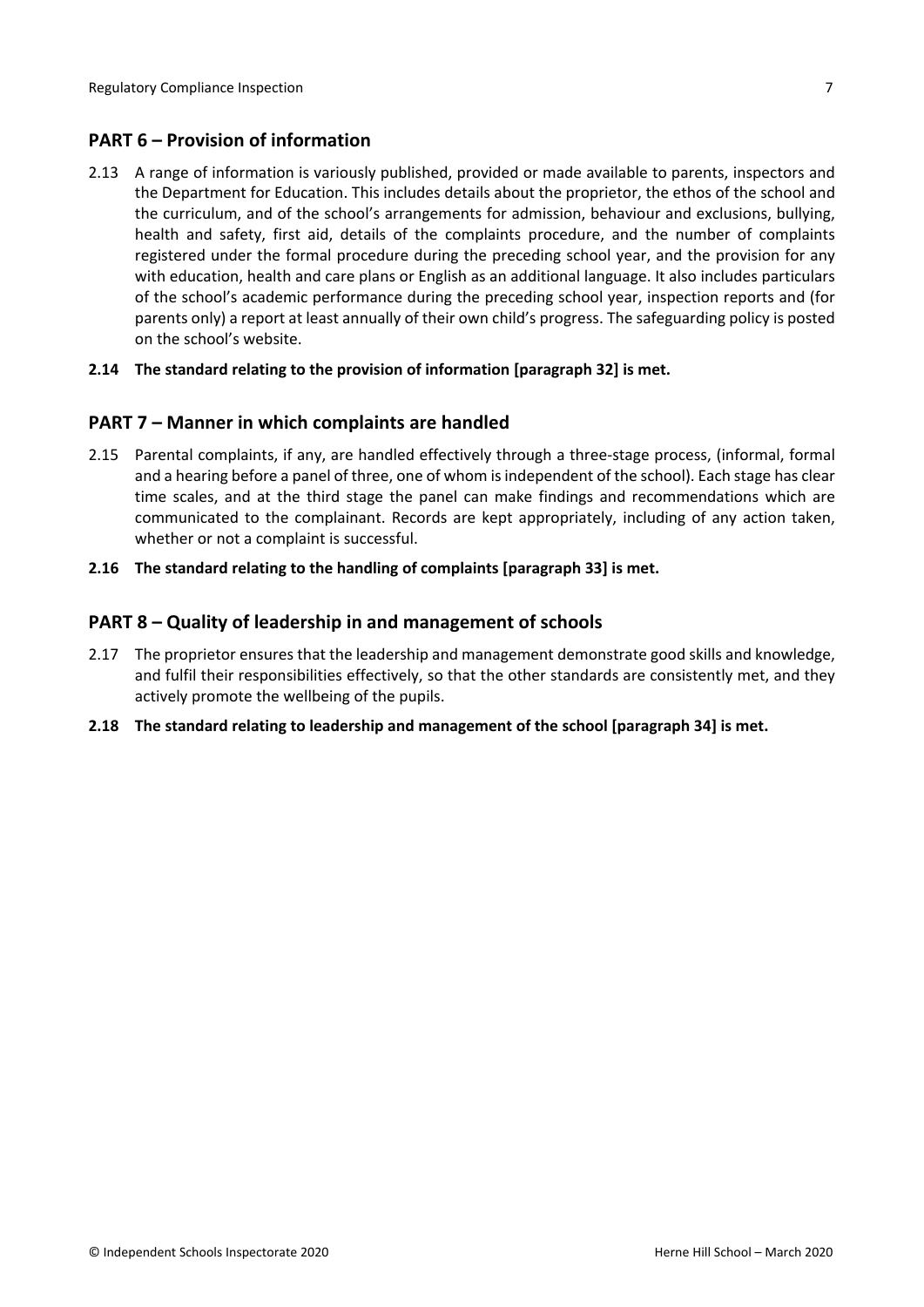## PART 6 – Provision of information

2.13 A range of information is variously published, provided or made available to parents, inspectors and the Department for Education. This includes details about the proprietor, the ethos of the school and the curriculum, and of the school's arrangements for admission, behaviour and exclusions, bullying, health and safety, first aid, details of the complaints procedure, and the number of complaints registered under the formal procedure during the preceding school year, and the provision for any with education, health and care plans or English as an additional language. It also includes particulars of the school's academic performance during the preceding school year, inspection reports and (for parents only) a report at least annually of their own child's progress. The safeguarding policy is posted on the school's website.

**2.14 The standard relating to the provision of information [paragraph 32] is met.**

## PART 7 – Manner in which complaints are handled

2.15 Parental complaints, if any, are handled effectively through a three-stage process, (informal, formal and a hearing before a panel of three, one of whom is independent of the school). Each stage has clear time scales, and at the third stage the panel can make findings and recommendations which are communicated to the complainant. Records are kept appropriately, including of any action taken, whether or not a complaint is successful.

**2.16 The standard relating to the handling of complaints [paragraph 33] is met.**

## PART 8 – Quality of leadership in and management of schools

2.17 The proprietor ensures that the leadership and management demonstrate good skills and knowledge, and fulfil their responsibilities effectively, so that the other standards are consistently met, and they actively promote the wellbeing of the pupils.

**2.18 The standard relating to leadership and management of the school [paragraph 34] is met.**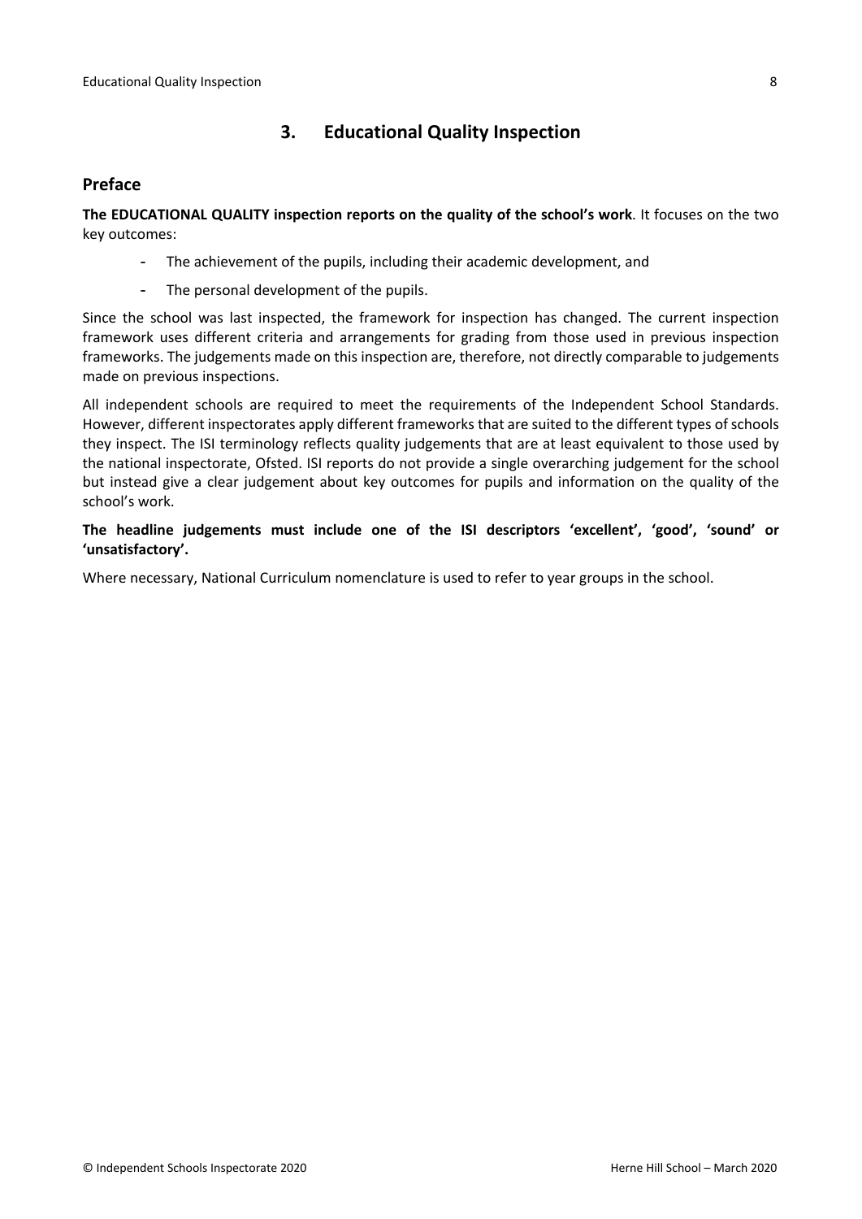## 3. Educational Quality Inspection

### Preface

**The EDUCATIONAL QUALITY inspection reports on the quality of the school's work**. It focuses on the two key outcomes:

- The achievement of the pupils, including their academic development, and
- The personal development of the pupils.

Since the school was last inspected, the framework for inspection has changed. The current inspection framework uses different criteria and arrangements for grading from those used in previous inspection frameworks. The judgements made on this inspection are, therefore, not directly comparable to judgements made on previous inspections.

All independent schools are required to meet the requirements of the Independent School Standards. However, different inspectorates apply different frameworks that are suited to the different types of schools they inspect. The ISI terminology reflects quality judgements that are at least equivalent to those used by the national inspectorate, Ofsted. ISI reports do not provide a single overarching judgement for the school but instead give a clear judgement about key outcomes for pupils and information on the quality of the school's work.

**The headline judgements must include one of the ISI descriptors 'excellent', 'good', 'sound' or 'unsatisfactory'.**

Where necessary, National Curriculum nomenclature is used to refer to year groups in the school.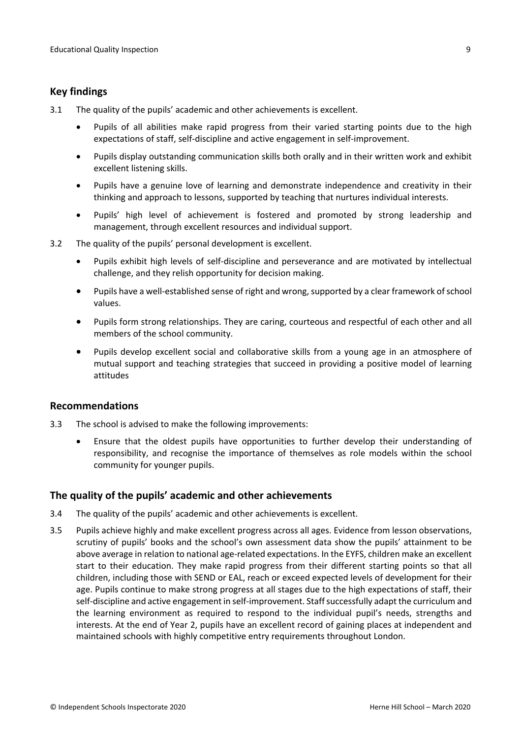## Key findings

3.1 The quality of the pupils' academic and other achievements is excellent.

- Pupils of all abilities make rapid progress from their varied starting points due to the high expectations of staff, self-discipline and active engagement in self-improvement.
- Pupils display outstanding communication skills both orally and in their written work and exhibit excellent listening skills.
- Pupils have a genuine love of learning and demonstrate independence and creativity in their thinking and approach to lessons, supported by teaching that nurtures individual interests.
- Pupils' high level of achievement is fostered and promoted by strong leadership and management, through excellent resources and individual support.

3.2 The quality of the pupils' personal development is excellent.

- Pupils exhibit high levels of self-discipline and perseverance and are motivated by intellectual challenge, and they relish opportunity for decision making.
- Pupils have a well-established sense of right and wrong, supported by a clear framework of school values.
- Pupils form strong relationships. They are caring, courteous and respectful of each other and all members of the school community.
- Pupils develop excellent social and collaborative skills from a young age in an atmosphere of mutual support and teaching strategies that succeed in providing a positive model of learning attitudes

## Recommendations

3.3 The school is advised to make the following improvements:

- Ensure that the oldest pupils have opportunities to further develop their understanding of responsibility, and recognise the importance of themselves as role models within the school community for younger pupils.

## The quality of the pupils' academic and other achievements

3.4 The quality of the pupils' academic and other achievements is excellent.

3.5 Pupils achieve highly and make excellent progress across all ages. Evidence from lesson observations, scrutiny of pupils' books and the school's own assessment data show the pupils' attainment to be above average in relation to national age-related expectations. In the EYFS, children make an excellent start to their education. They make rapid progress from their different starting points so that all children, including those with SEND or EAL, reach or exceed expected levels of development for their age. Pupils continue to make strong progress at all stages due to the high expectations of staff, their self-discipline and active engagement in self-improvement. Staff successfully adapt the curriculum and the learning environment as required to respond to the individual pupil's needs, strengths and interests. At the end of Year 2, pupils have an excellent record of gaining places at independent and maintained schools with highly competitive entry requirements throughout London.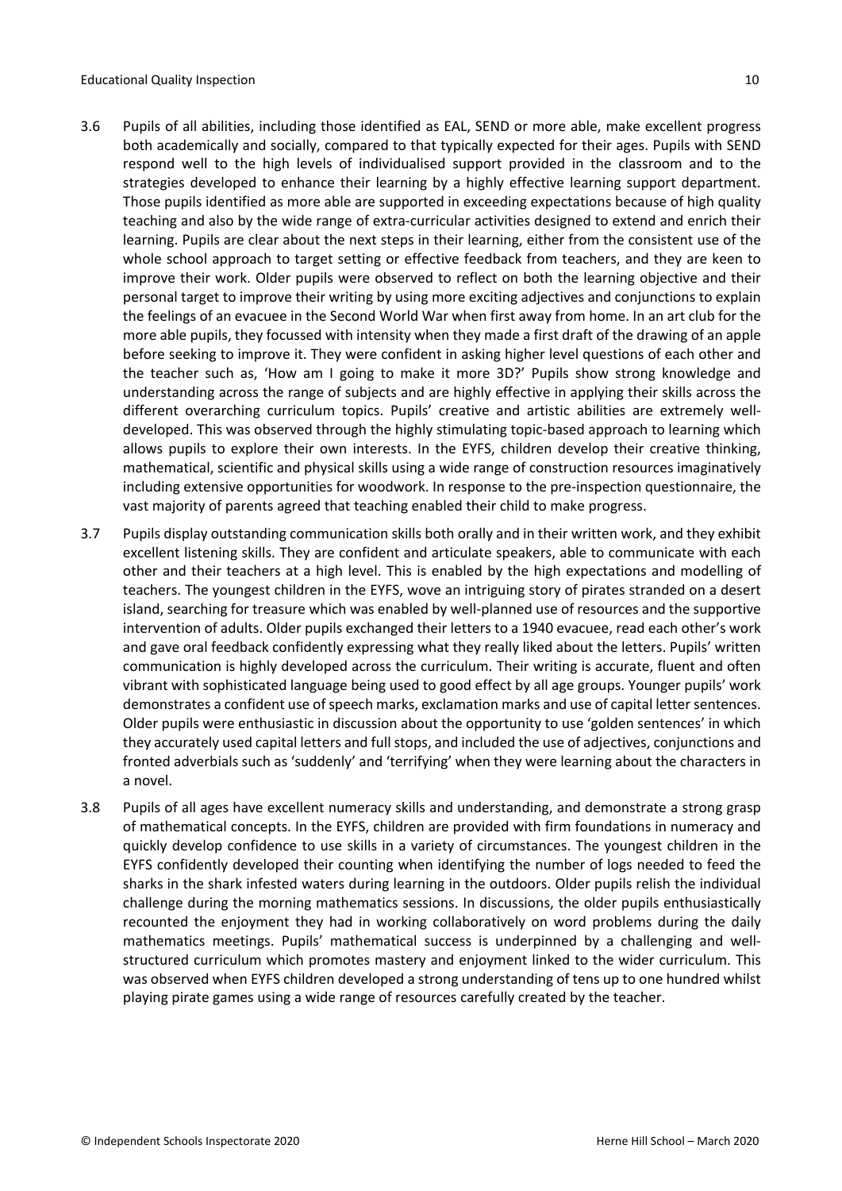3.6 Pupils of all abilities, including those identified as EAL, SEND or more able, make excellent progress both academically and socially, compared to that typically expected for their ages. Pupils with SEND respond well to the high levels of individualised support provided in the classroom and to the strategies developed to enhance their learning by a highly effective learning support department. Those pupils identified as more able are supported in exceeding expectations because of high quality teaching and also by the wide range of extra-curricular activities designed to extend and enrich their learning. Pupils are clear about the next steps in their learning, either from the consistent use of the whole school approach to target setting or effective feedback from teachers, and they are keen to improve their work. Older pupils were observed to reflect on both the learning objective and their personal target to improve their writing by using more exciting adjectives and conjunctions to explain the feelings of an evacuee in the Second World War when first away from home. In an art club for the more able pupils, they focussed with intensity when they made a first draft of the drawing of an apple before seeking to improve it. They were confident in asking higher level questions of each other and the teacher such as, 'How am I going to make it more 3D?' Pupils show strong knowledge and understanding across the range of subjects and are highly effective in applying their skills across the different overarching curriculum topics. Pupils' creative and artistic abilities are extremely well-developed. This was observed through the highly stimulating topic-based approach to learning which allows pupils to explore their own interests. In the EYFS, children develop their creative thinking, mathematical, scientific and physical skills using a wide range of construction resources imaginatively including extensive opportunities for woodwork. In response to the pre-inspection questionnaire, the vast majority of parents agreed that teaching enabled their child to make progress.

3.7 Pupils display outstanding communication skills both orally and in their written work, and they exhibit excellent listening skills. They are confident and articulate speakers, able to communicate with each other and their teachers at a high level. This is enabled by the high expectations and modelling of teachers. The youngest children in the EYFS, wove an intriguing story of pirates stranded on a desert island, searching for treasure which was enabled by well-planned use of resources and the supportive intervention of adults. Older pupils exchanged their letters to a 1940 evacuee, read each other's work and gave oral feedback confidently expressing what they really liked about the letters. Pupils' written communication is highly developed across the curriculum. Their writing is accurate, fluent and often vibrant with sophisticated language being used to good effect by all age groups. Younger pupils' work demonstrates a confident use of speech marks, exclamation marks and use of capital letter sentences. Older pupils were enthusiastic in discussion about the opportunity to use 'golden sentences' in which they accurately used capital letters and full stops, and included the use of adjectives, conjunctions and fronted adverbials such as 'suddenly' and 'terrifying' when they were learning about the characters in a novel.

3.8 Pupils of all ages have excellent numeracy skills and understanding, and demonstrate a strong grasp of mathematical concepts. In the EYFS, children are provided with firm foundations in numeracy and quickly develop confidence to use skills in a variety of circumstances. The youngest children in the EYFS confidently developed their counting when identifying the number of logs needed to feed the sharks in the shark infested waters during learning in the outdoors. Older pupils relish the individual challenge during the morning mathematics sessions. In discussions, the older pupils enthusiastically recounted the enjoyment they had in working collaboratively on word problems during the daily mathematics meetings. Pupils' mathematical success is underpinned by a challenging and well-structured curriculum which promotes mastery and enjoyment linked to the wider curriculum. This was observed when EYFS children developed a strong understanding of tens up to one hundred whilst playing pirate games using a wide range of resources carefully created by the teacher.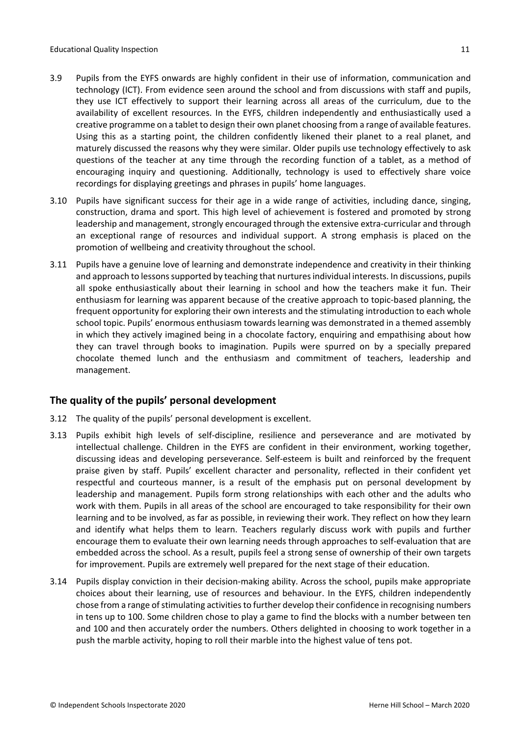3.9 Pupils from the EYFS onwards are highly confident in their use of information, communication and technology (ICT). From evidence seen around the school and from discussions with staff and pupils, they use ICT effectively to support their learning across all areas of the curriculum, due to the availability of excellent resources. In the EYFS, children independently and enthusiastically used a creative programme on a tablet to design their own planet choosing from a range of available features. Using this as a starting point, the children confidently likened their planet to a real planet, and maturely discussed the reasons why they were similar. Older pupils use technology effectively to ask questions of the teacher at any time through the recording function of a tablet, as a method of encouraging inquiry and questioning. Additionally, technology is used to effectively share voice recordings for displaying greetings and phrases in pupils' home languages.

3.10 Pupils have significant success for their age in a wide range of activities, including dance, singing, construction, drama and sport. This high level of achievement is fostered and promoted by strong leadership and management, strongly encouraged through the extensive extra-curricular and through an exceptional range of resources and individual support. A strong emphasis is placed on the promotion of wellbeing and creativity throughout the school.

3.11 Pupils have a genuine love of learning and demonstrate independence and creativity in their thinking and approach to lessons supported by teaching that nurtures individual interests. In discussions, pupils all spoke enthusiastically about their learning in school and how the teachers make it fun. Their enthusiasm for learning was apparent because of the creative approach to topic-based planning, the frequent opportunity for exploring their own interests and the stimulating introduction to each whole school topic. Pupils' enormous enthusiasm towards learning was demonstrated in a themed assembly in which they actively imagined being in a chocolate factory, enquiring and empathising about how they can travel through books to imagination. Pupils were spurred on by a specially prepared chocolate themed lunch and the enthusiasm and commitment of teachers, leadership and management.

## The quality of the pupils' personal development

3.12 The quality of the pupils' personal development is excellent.

3.13 Pupils exhibit high levels of self-discipline, resilience and perseverance and are motivated by intellectual challenge. Children in the EYFS are confident in their environment, working together, discussing ideas and developing perseverance. Self-esteem is built and reinforced by the frequent praise given by staff. Pupils' excellent character and personality, reflected in their confident yet respectful and courteous manner, is a result of the emphasis put on personal development by leadership and management. Pupils form strong relationships with each other and the adults who work with them. Pupils in all areas of the school are encouraged to take responsibility for their own learning and to be involved, as far as possible, in reviewing their work. They reflect on how they learn and identify what helps them to learn. Teachers regularly discuss work with pupils and further encourage them to evaluate their own learning needs through approaches to self-evaluation that are embedded across the school. As a result, pupils feel a strong sense of ownership of their own targets for improvement. Pupils are extremely well prepared for the next stage of their education.

3.14 Pupils display conviction in their decision-making ability. Across the school, pupils make appropriate choices about their learning, use of resources and behaviour. In the EYFS, children independently chose from a range of stimulating activities to further develop their confidence in recognising numbers in tens up to 100. Some children chose to play a game to find the blocks with a number between ten and 100 and then accurately order the numbers. Others delighted in choosing to work together in a push the marble activity, hoping to roll their marble into the highest value of tens pot.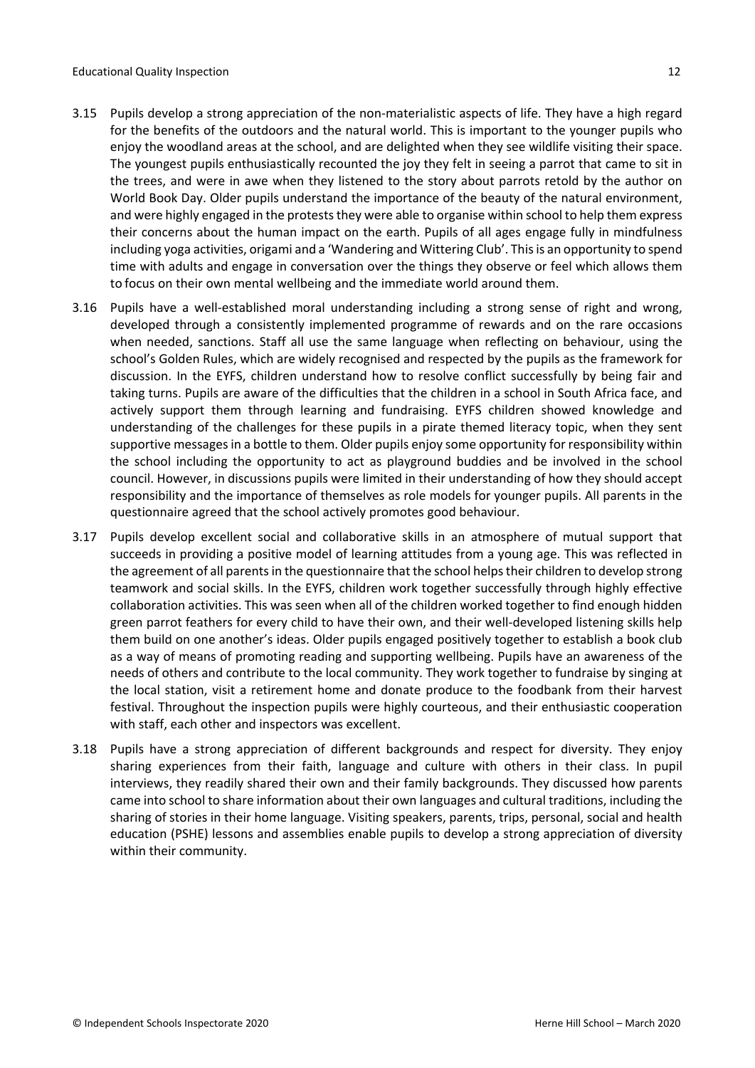3.15 Pupils develop a strong appreciation of the non-materialistic aspects of life. They have a high regard for the benefits of the outdoors and the natural world. This is important to the younger pupils who enjoy the woodland areas at the school, and are delighted when they see wildlife visiting their space. The youngest pupils enthusiastically recounted the joy they felt in seeing a parrot that came to sit in the trees, and were in awe when they listened to the story about parrots retold by the author on World Book Day. Older pupils understand the importance of the beauty of the natural environment, and were highly engaged in the protests they were able to organise within school to help them express their concerns about the human impact on the earth. Pupils of all ages engage fully in mindfulness including yoga activities, origami and a 'Wandering and Wittering Club'. This is an opportunity to spend time with adults and engage in conversation over the things they observe or feel which allows them to focus on their own mental wellbeing and the immediate world around them.

3.16 Pupils have a well-established moral understanding including a strong sense of right and wrong, developed through a consistently implemented programme of rewards and on the rare occasions when needed, sanctions. Staff all use the same language when reflecting on behaviour, using the school's Golden Rules, which are widely recognised and respected by the pupils as the framework for discussion. In the EYFS, children understand how to resolve conflict successfully by being fair and taking turns. Pupils are aware of the difficulties that the children in a school in South Africa face, and actively support them through learning and fundraising. EYFS children showed knowledge and understanding of the challenges for these pupils in a pirate themed literacy topic, when they sent supportive messages in a bottle to them. Older pupils enjoy some opportunity for responsibility within the school including the opportunity to act as playground buddies and be involved in the school council. However, in discussions pupils were limited in their understanding of how they should accept responsibility and the importance of themselves as role models for younger pupils. All parents in the questionnaire agreed that the school actively promotes good behaviour.

3.17 Pupils develop excellent social and collaborative skills in an atmosphere of mutual support that succeeds in providing a positive model of learning attitudes from a young age. This was reflected in the agreement of all parents in the questionnaire that the school helps their children to develop strong teamwork and social skills. In the EYFS, children work together successfully through highly effective collaboration activities. This was seen when all of the children worked together to find enough hidden green parrot feathers for every child to have their own, and their well-developed listening skills help them build on one another's ideas. Older pupils engaged positively together to establish a book club as a way of means of promoting reading and supporting wellbeing. Pupils have an awareness of the needs of others and contribute to the local community. They work together to fundraise by singing at the local station, visit a retirement home and donate produce to the foodbank from their harvest festival. Throughout the inspection pupils were highly courteous, and their enthusiastic cooperation with staff, each other and inspectors was excellent.

3.18 Pupils have a strong appreciation of different backgrounds and respect for diversity. They enjoy sharing experiences from their faith, language and culture with others in their class. In pupil interviews, they readily shared their own and their family backgrounds. They discussed how parents came into school to share information about their own languages and cultural traditions, including the sharing of stories in their home language. Visiting speakers, parents, trips, personal, social and health education (PSHE) lessons and assemblies enable pupils to develop a strong appreciation of diversity within their community.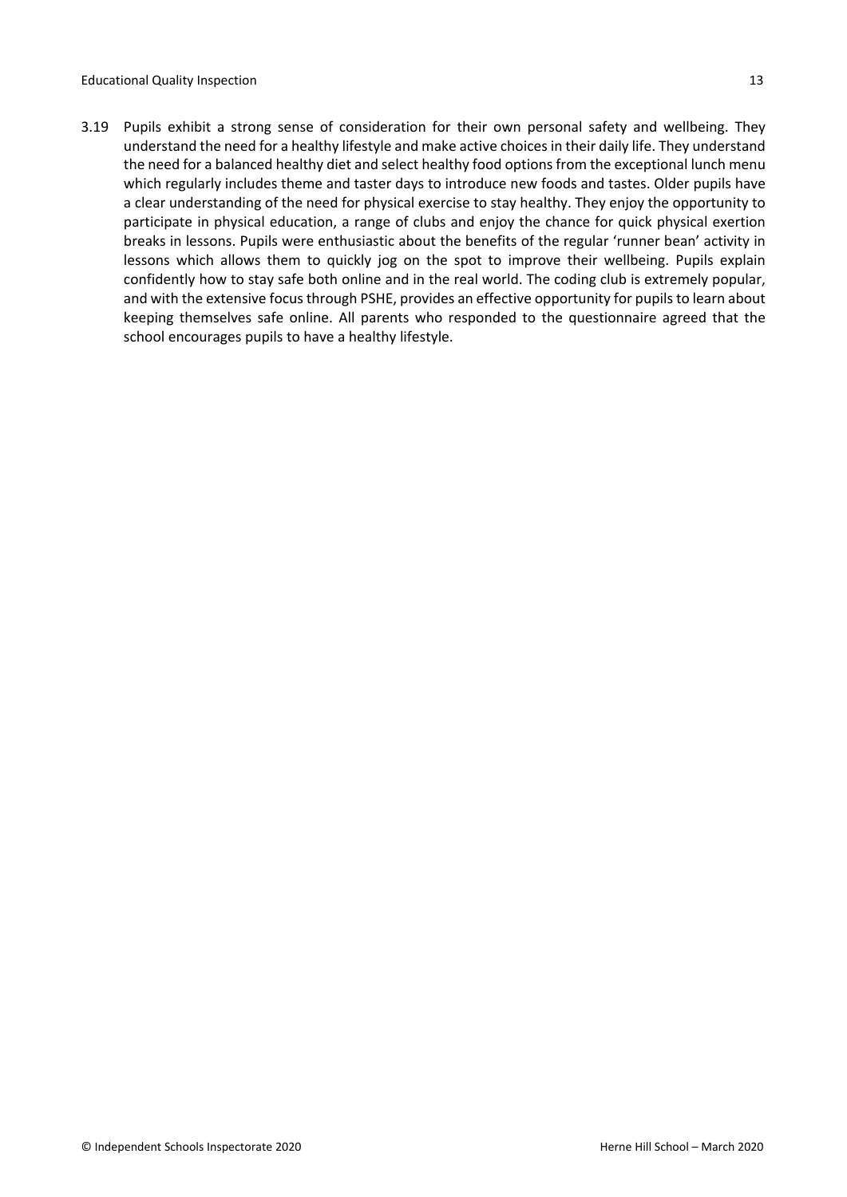3.19 Pupils exhibit a strong sense of consideration for their own personal safety and wellbeing. They understand the need for a healthy lifestyle and make active choices in their daily life. They understand the need for a balanced healthy diet and select healthy food options from the exceptional lunch menu which regularly includes theme and taster days to introduce new foods and tastes. Older pupils have a clear understanding of the need for physical exercise to stay healthy. They enjoy the opportunity to participate in physical education, a range of clubs and enjoy the chance for quick physical exertion breaks in lessons. Pupils were enthusiastic about the benefits of the regular 'runner bean' activity in lessons which allows them to quickly jog on the spot to improve their wellbeing. Pupils explain confidently how to stay safe both online and in the real world. The coding club is extremely popular, and with the extensive focus through PSHE, provides an effective opportunity for pupils to learn about keeping themselves safe online. All parents who responded to the questionnaire agreed that the school encourages pupils to have a healthy lifestyle.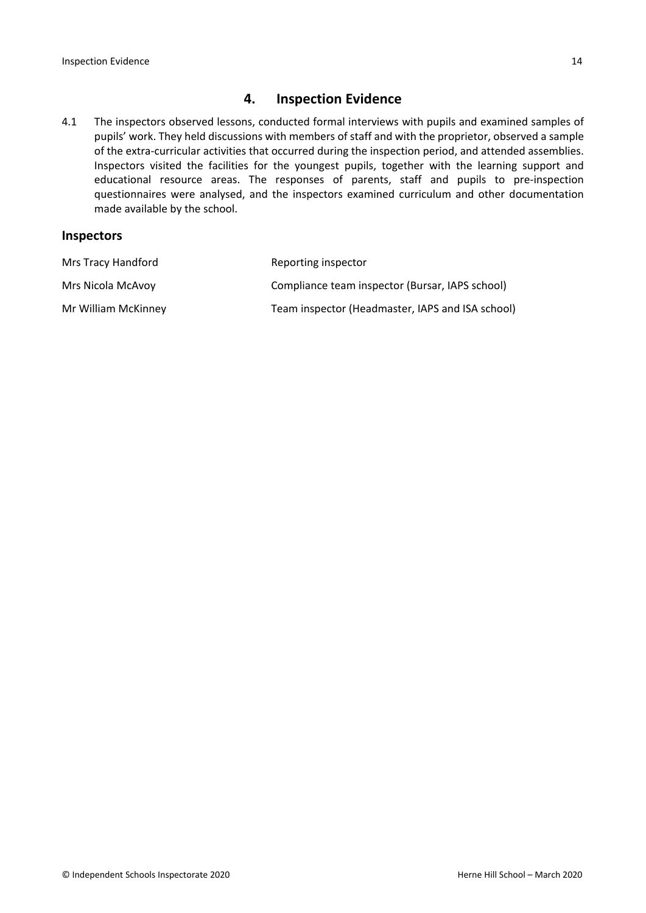## 4. Inspection Evidence

4.1 The inspectors observed lessons, conducted formal interviews with pupils and examined samples of pupils' work. They held discussions with members of staff and with the proprietor, observed a sample of the extra-curricular activities that occurred during the inspection period, and attended assemblies. Inspectors visited the facilities for the youngest pupils, together with the learning support and educational resource areas. The responses of parents, staff and pupils to pre-inspection questionnaires were analysed, and the inspectors examined curriculum and other documentation made available by the school.

### Inspectors

| | |
|---|---|
| Mrs Tracy Handford | Reporting inspector |
| Mrs Nicola McAvoy | Compliance team inspector (Bursar, IAPS school) |
| Mr William McKinney | Team inspector (Headmaster, IAPS and ISA school) |